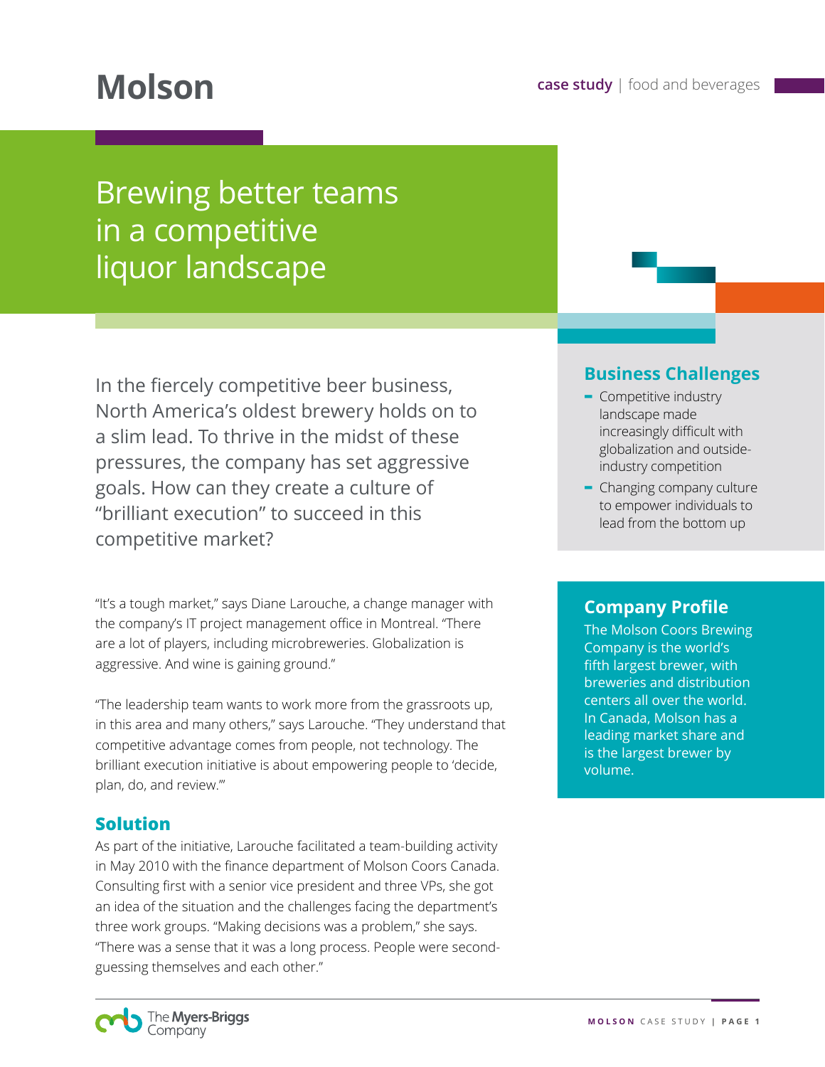# Molson

**case study** | food and beverages

## Brewing better teams in a competitive liquor landscape

In the fiercely competitive beer business, North America's oldest brewery holds on to a slim lead. To thrive in the midst of these pressures, the company has set aggressive goals. How can they create a culture of "brilliant execution" to succeed in this competitive market?

"It's a tough market," says Diane Larouche, a change manager with the company's IT project management office in Montreal. "There are a lot of players, including microbreweries. Globalization is aggressive. And wine is gaining ground."

"The leadership team wants to work more from the grassroots up, in this area and many others," says Larouche. "They understand that competitive advantage comes from people, not technology. The brilliant execution initiative is about empowering people to 'decide, plan, do, and review.'"

## Solution

As part of the initiative, Larouche facilitated a team-building activity in May 2010 with the finance department of Molson Coors Canada. Consulting first with a senior vice president and three VPs, she got an idea of the situation and the challenges facing the department's three work groups. "Making decisions was a problem," she says. "There was a sense that it was a long process. People were second-guessing themselves and each other."

## Business Challenges

- Competitive industry landscape made increasingly difficult with globalization and outside-industry competition
- Changing company culture to empower individuals to lead from the bottom up

## Company Profile

The Molson Coors Brewing Company is the world's fifth largest brewer, with breweries and distribution centers all over the world. In Canada, Molson has a leading market share and is the largest brewer by volume.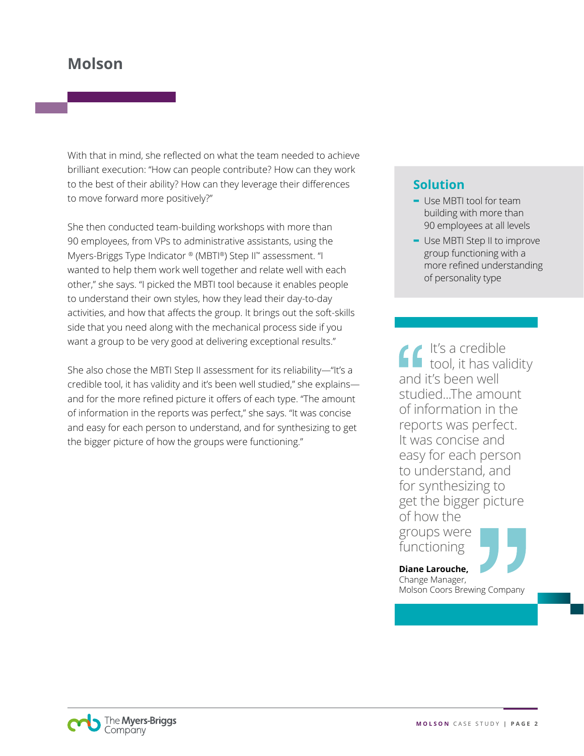# Molson

With that in mind, she reflected on what the team needed to achieve brilliant execution: "How can people contribute? How can they work to the best of their ability? How can they leverage their differences to move forward more positively?"

She then conducted team-building workshops with more than 90 employees, from VPs to administrative assistants, using the Myers-Briggs Type Indicator ® (MBTI®) Step II™ assessment. "I wanted to help them work well together and relate well with each other," she says. "I picked the MBTI tool because it enables people to understand their own styles, how they lead their day-to-day activities, and how that affects the group. It brings out the soft-skills side that you need along with the mechanical process side if you want a group to be very good at delivering exceptional results."

She also chose the MBTI Step II assessment for its reliability—"It's a credible tool, it has validity and it's been well studied," she explains—and for the more refined picture it offers of each type. "The amount of information in the reports was perfect," she says. "It was concise and easy for each person to understand, and for synthesizing to get the bigger picture of how the groups were functioning."

## Solution

- Use MBTI tool for team building with more than 90 employees at all levels
- Use MBTI Step II to improve group functioning with a more refined understanding of personality type

> "It's a credible tool, it has validity and it's been well studied...The amount of information in the reports was perfect. It was concise and easy for each person to understand, and for synthesizing to get the bigger picture of how the groups were functioning"
>
> **Diane Larouche,**
> Change Manager,
> Molson Coors Brewing Company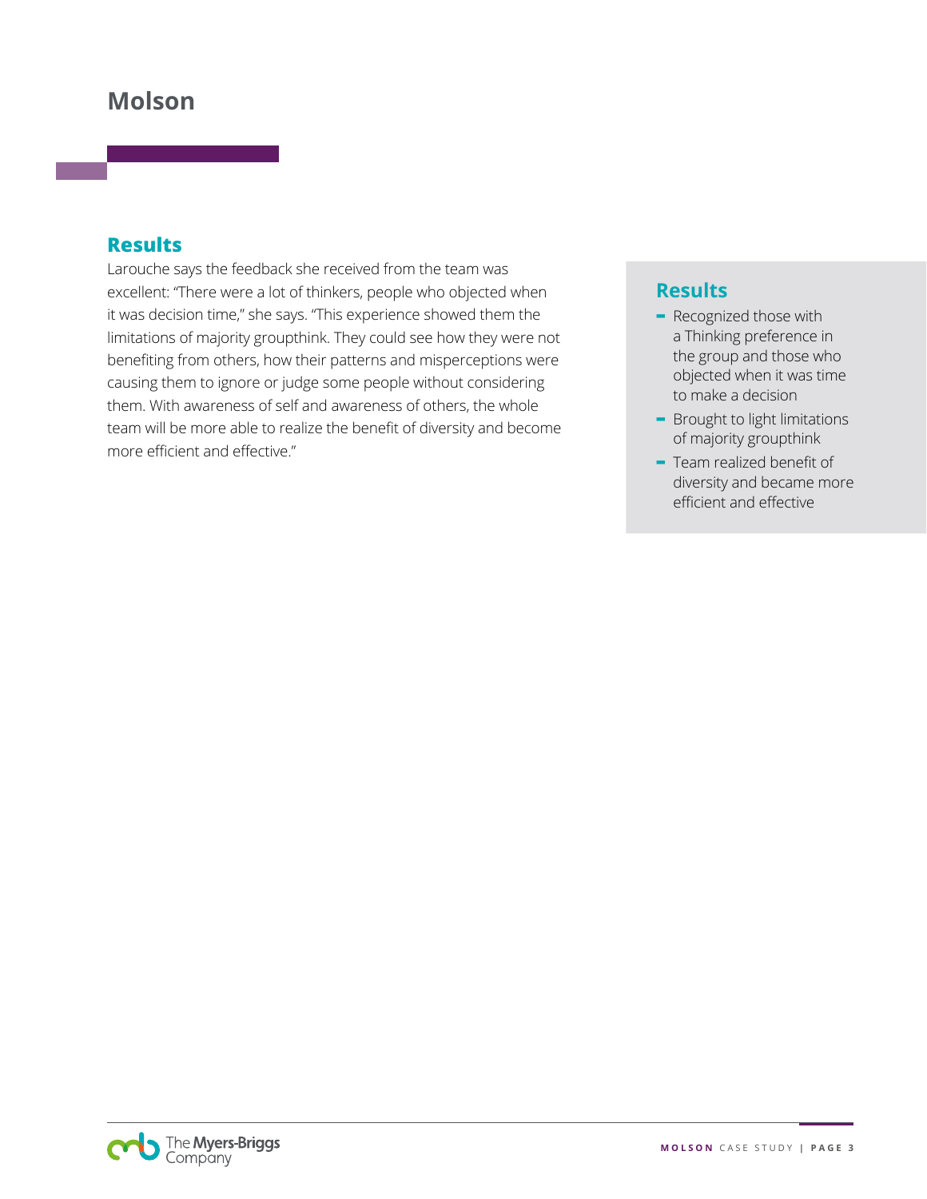# Molson

## Results

Larouche says the feedback she received from the team was excellent: "There were a lot of thinkers, people who objected when it was decision time," she says. "This experience showed them the limitations of majority groupthink. They could see how they were not benefiting from others, how their patterns and misperceptions were causing them to ignore or judge some people without considering them. With awareness of self and awareness of others, the whole team will be more able to realize the benefit of diversity and become more efficient and effective."

## Results

- Recognized those with a Thinking preference in the group and those who objected when it was time to make a decision
- Brought to light limitations of majority groupthink
- Team realized benefit of diversity and became more efficient and effective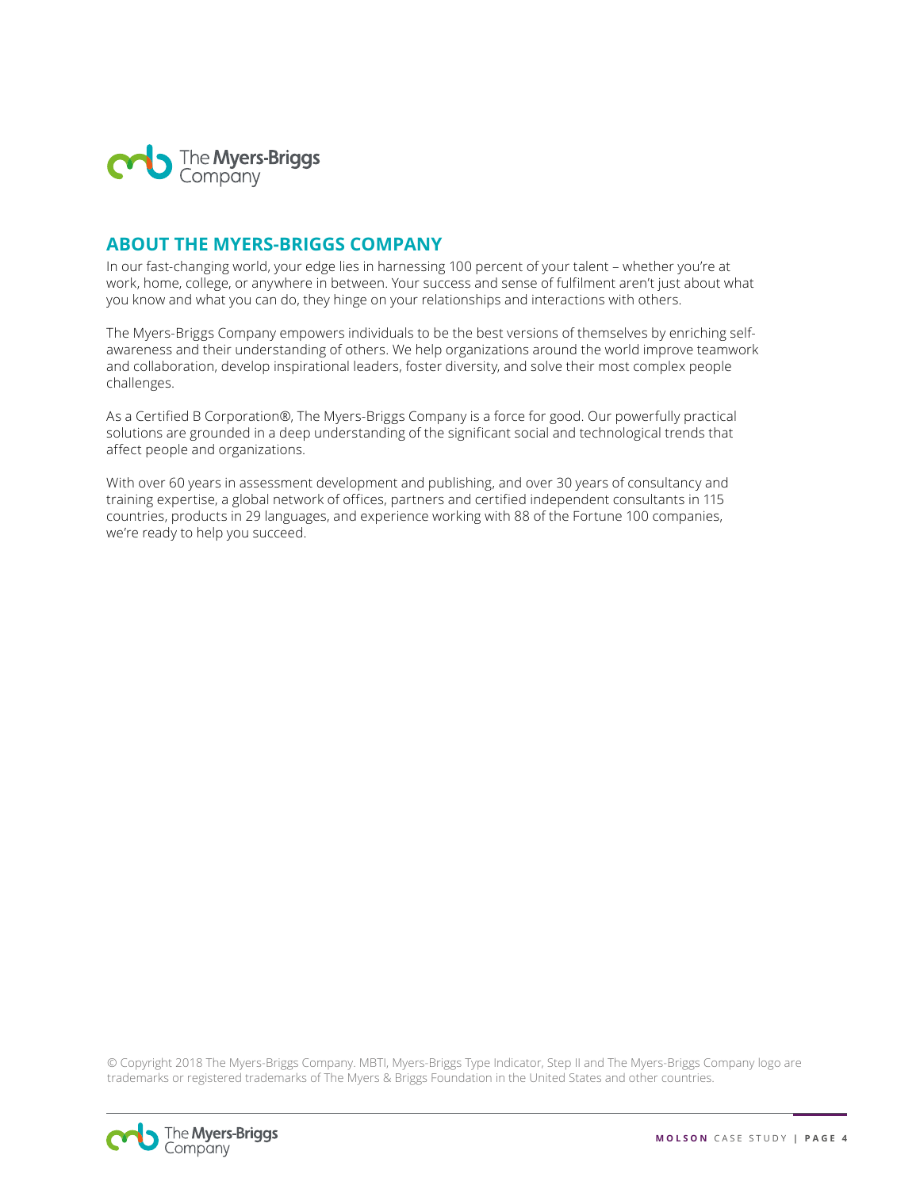## ABOUT THE MYERS-BRIGGS COMPANY

In our fast-changing world, your edge lies in harnessing 100 percent of your talent – whether you're at work, home, college, or anywhere in between. Your success and sense of fulfilment aren't just about what you know and what you can do, they hinge on your relationships and interactions with others.

The Myers-Briggs Company empowers individuals to be the best versions of themselves by enriching self-awareness and their understanding of others. We help organizations around the world improve teamwork and collaboration, develop inspirational leaders, foster diversity, and solve their most complex people challenges.

As a Certified B Corporation®, The Myers-Briggs Company is a force for good. Our powerfully practical solutions are grounded in a deep understanding of the significant social and technological trends that affect people and organizations.

With over 60 years in assessment development and publishing, and over 30 years of consultancy and training expertise, a global network of offices, partners and certified independent consultants in 115 countries, products in 29 languages, and experience working with 88 of the Fortune 100 companies, we're ready to help you succeed.

© Copyright 2018 The Myers-Briggs Company. MBTI, Myers-Briggs Type Indicator, Step II and The Myers-Briggs Company logo are trademarks or registered trademarks of The Myers & Briggs Foundation in the United States and other countries.